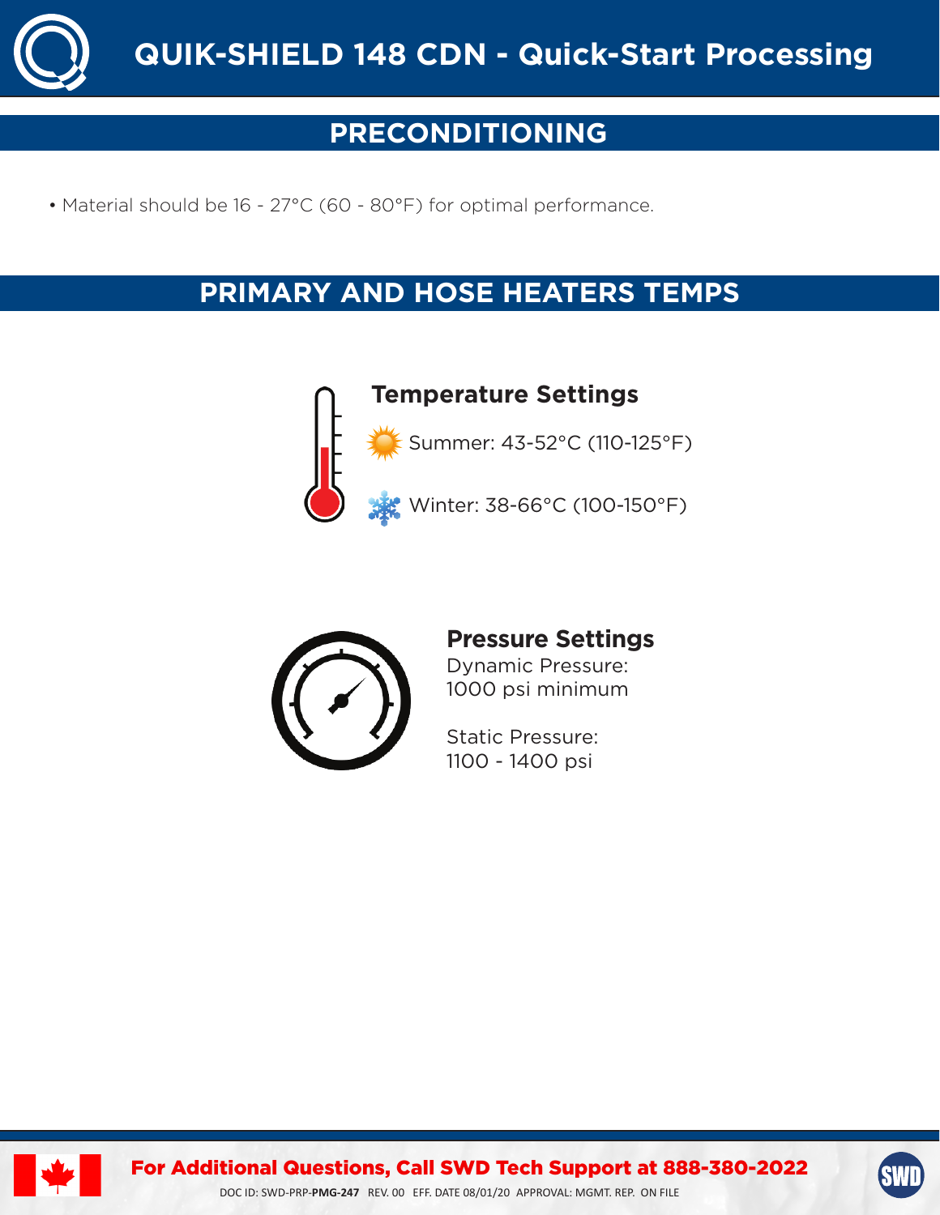# QUIK-SHIELD 148 CDN - Quick-Start Processing

## PRECONDITIONING

- Material should be 16 - 27°C (60 - 80°F) for optimal performance.

## PRIMARY AND HOSE HEATERS TEMPS

### Temperature Settings

Summer: 43-52°C (110-125°F)

Winter: 38-66°C (100-150°F)

### Pressure Settings

Dynamic Pressure:
1000 psi minimum

Static Pressure:
1100 - 1400 psi

**For Additional Questions, Call SWD Tech Support at 888-380-2022**

DOC ID: SWD-PRP-**PMG-247** REV. 00 EFF. DATE 08/01/20 APPROVAL: MGMT. REP. ON FILE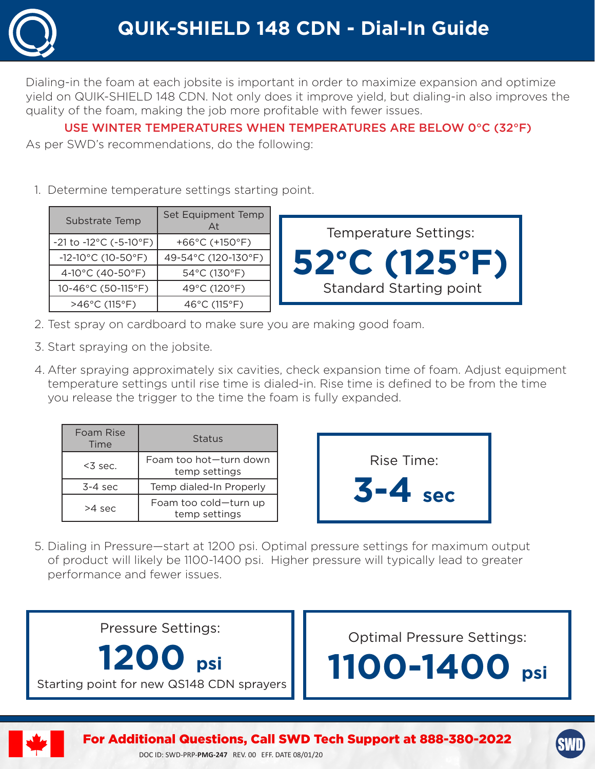# QUIK-SHIELD 148 CDN - Dial-In Guide

Dialing-in the foam at each jobsite is important in order to maximize expansion and optimize yield on QUIK-SHIELD 148 CDN. Not only does it improve yield, but dialing-in also improves the quality of the foam, making the job more profitable with fewer issues.

**USE WINTER TEMPERATURES WHEN TEMPERATURES ARE BELOW 0°C (32°F)**

As per SWD's recommendations, do the following:

1. Determine temperature settings starting point.

| Substrate Temp | Set Equipment Temp At |
|---|---|
| -21 to -12°C (-5-10°F) | +66°C (+150°F) |
| -12-10°C (10-50°F) | 49-54°C (120-130°F) |
| 4-10°C (40-50°F) | 54°C (130°F) |
| 10-46°C (50-115°F) | 49°C (120°F) |
| >46°C (115°F) | 46°C (115°F) |

Temperature Settings:
**52°C (125°F)**
Standard Starting point

2. Test spray on cardboard to make sure you are making good foam.
3. Start spraying on the jobsite.
4. After spraying approximately six cavities, check expansion time of foam. Adjust equipment temperature settings until rise time is dialed-in. Rise time is defined to be from the time you release the trigger to the time the foam is fully expanded.

| Foam Rise Time | Status |
|---|---|
| <3 sec. | Foam too hot—turn down temp settings |
| 3-4 sec | Temp dialed-In Properly |
| >4 sec | Foam too cold—turn up temp settings |

Rise Time:
**3-4 sec**

5. Dialing in Pressure—start at 1200 psi. Optimal pressure settings for maximum output of product will likely be 1100-1400 psi. Higher pressure will typically lead to greater performance and fewer issues.

Pressure Settings:
**1200 psi**
Starting point for new QS148 CDN sprayers

Optimal Pressure Settings:
**1100-1400 psi**

**For Additional Questions, Call SWD Tech Support at 888-380-2022**

DOC ID: SWD-PRP-**PMG-247** REV. 00 EFF. DATE 08/01/20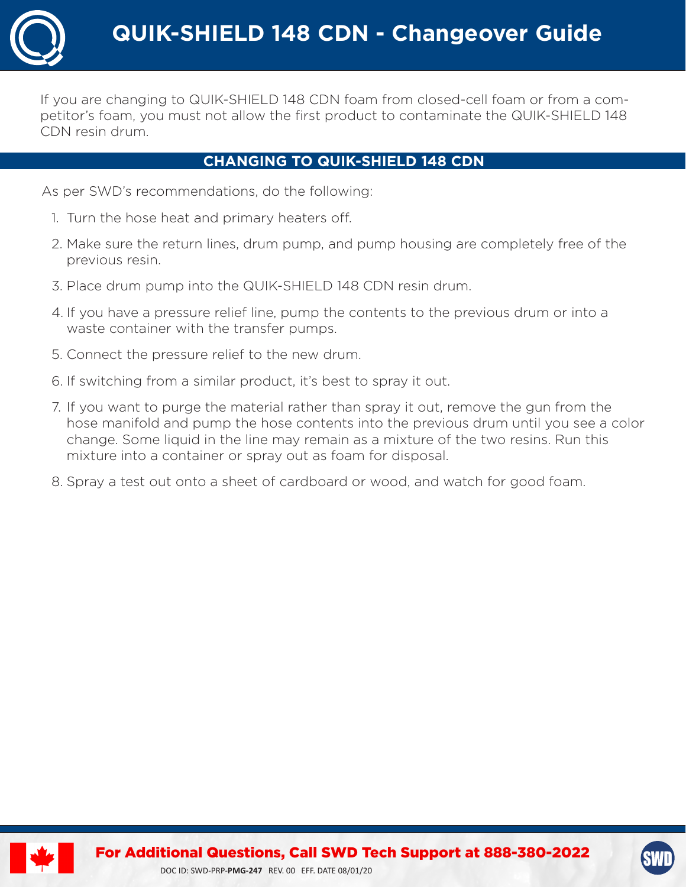# QUIK-SHIELD 148 CDN - Changeover Guide

If you are changing to QUIK-SHIELD 148 CDN foam from closed-cell foam or from a competitor's foam, you must not allow the first product to contaminate the QUIK-SHIELD 148 CDN resin drum.

## CHANGING TO QUIK-SHIELD 148 CDN

As per SWD's recommendations, do the following:

1. Turn the hose heat and primary heaters off.
2. Make sure the return lines, drum pump, and pump housing are completely free of the previous resin.
3. Place drum pump into the QUIK-SHIELD 148 CDN resin drum.
4. If you have a pressure relief line, pump the contents to the previous drum or into a waste container with the transfer pumps.
5. Connect the pressure relief to the new drum.
6. If switching from a similar product, it's best to spray it out.
7. If you want to purge the material rather than spray it out, remove the gun from the hose manifold and pump the hose contents into the previous drum until you see a color change. Some liquid in the line may remain as a mixture of the two resins. Run this mixture into a container or spray out as foam for disposal.
8. Spray a test out onto a sheet of cardboard or wood, and watch for good foam.

**For Additional Questions, Call SWD Tech Support at 888-380-2022**

DOC ID: SWD-PRP-**PMG-247** REV. 00 EFF. DATE 08/01/20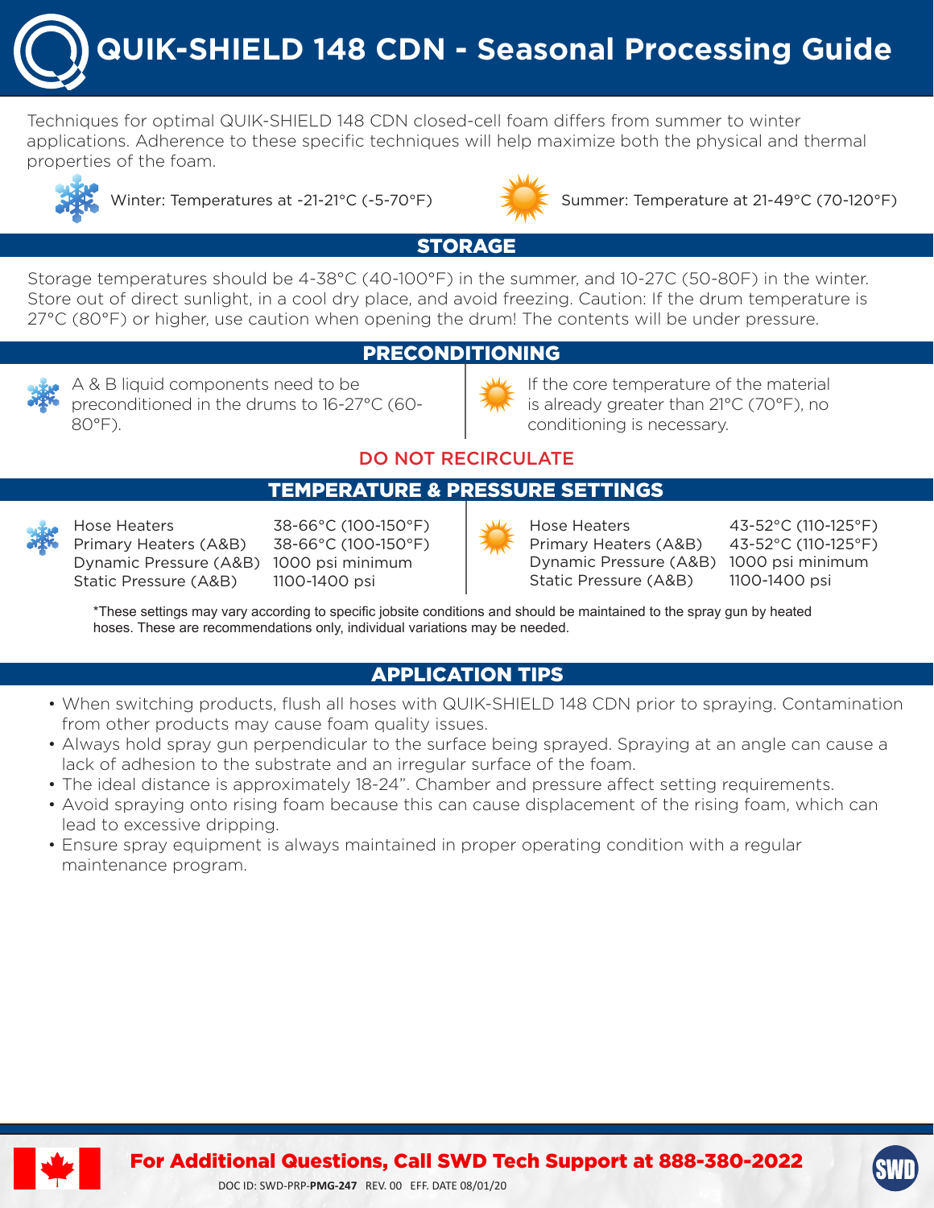# QUIK-SHIELD 148 CDN - Seasonal Processing Guide

Techniques for optimal QUIK-SHIELD 148 CDN closed-cell foam differs from summer to winter applications. Adherence to these specific techniques will help maximize both the physical and thermal properties of the foam.

Winter: Temperatures at -21-21°C (-5-70°F)

Summer: Temperature at 21-49°C (70-120°F)

## STORAGE

Storage temperatures should be 4-38°C (40-100°F) in the summer, and 10-27C (50-80F) in the winter. Store out of direct sunlight, in a cool dry place, and avoid freezing. Caution: If the drum temperature is 27°C (80°F) or higher, use caution when opening the drum! The contents will be under pressure.

## PRECONDITIONING

**Winter:** A & B liquid components need to be preconditioned in the drums to 16-27°C (60-80°F).

**Summer:** If the core temperature of the material is already greater than 21°C (70°F), no conditioning is necessary.

DO NOT RECIRCULATE

## TEMPERATURE & PRESSURE SETTINGS

| Setting | Winter | Summer |
|---|---|---|
| Hose Heaters | 38-66°C (100-150°F) | 43-52°C (110-125°F) |
| Primary Heaters (A&B) | 38-66°C (100-150°F) | 43-52°C (110-125°F) |
| Dynamic Pressure (A&B) | 1000 psi minimum | 1000 psi minimum |
| Static Pressure (A&B) | 1100-1400 psi | 1100-1400 psi |

*These settings may vary according to specific jobsite conditions and should be maintained to the spray gun by heated hoses. These are recommendations only, individual variations may be needed.

## APPLICATION TIPS

- When switching products, flush all hoses with QUIK-SHIELD 148 CDN prior to spraying. Contamination from other products may cause foam quality issues.
- Always hold spray gun perpendicular to the surface being sprayed. Spraying at an angle can cause a lack of adhesion to the substrate and an irregular surface of the foam.
- The ideal distance is approximately 18-24". Chamber and pressure affect setting requirements.
- Avoid spraying onto rising foam because this can cause displacement of the rising foam, which can lead to excessive dripping.
- Ensure spray equipment is always maintained in proper operating condition with a regular maintenance program.

**For Additional Questions, Call SWD Tech Support at 888-380-2022**

DOC ID: SWD-PRP-**PMG-247** REV. 00 EFF. DATE 08/01/20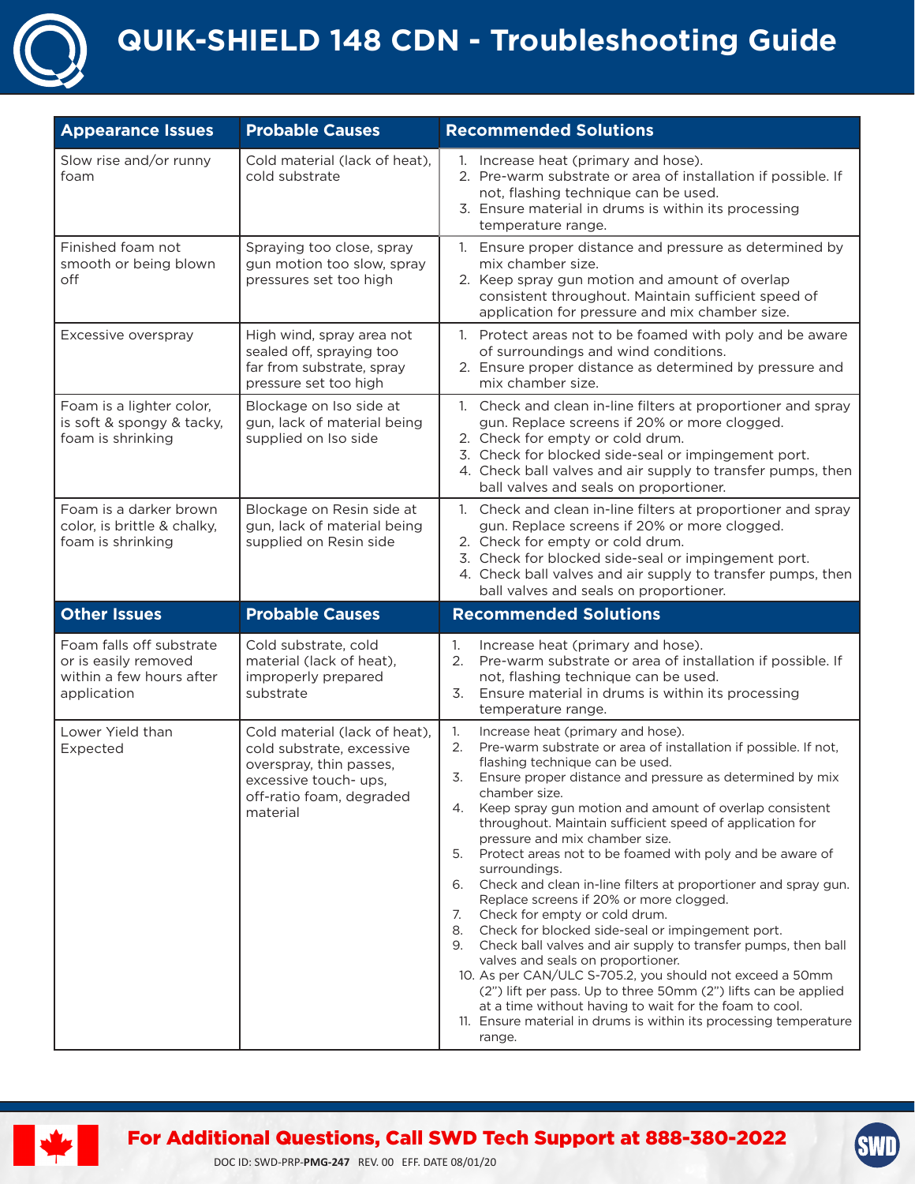# QUIK-SHIELD 148 CDN - Troubleshooting Guide

| Appearance Issues | Probable Causes | Recommended Solutions |
|---|---|---|
| Slow rise and/or runny foam | Cold material (lack of heat), cold substrate | 1. Increase heat (primary and hose).<br>2. Pre-warm substrate or area of installation if possible. If not, flashing technique can be used.<br>3. Ensure material in drums is within its processing temperature range. |
| Finished foam not smooth or being blown off | Spraying too close, spray gun motion too slow, spray pressures set too high | 1. Ensure proper distance and pressure as determined by mix chamber size.<br>2. Keep spray gun motion and amount of overlap consistent throughout. Maintain sufficient speed of application for pressure and mix chamber size. |
| Excessive overspray | High wind, spray area not sealed off, spraying too far from substrate, spray pressure set too high | 1. Protect areas not to be foamed with poly and be aware of surroundings and wind conditions.<br>2. Ensure proper distance as determined by pressure and mix chamber size. |
| Foam is a lighter color, is soft & spongy & tacky, foam is shrinking | Blockage on Iso side at gun, lack of material being supplied on Iso side | 1. Check and clean in-line filters at proportioner and spray gun. Replace screens if 20% or more clogged.<br>2. Check for empty or cold drum.<br>3. Check for blocked side-seal or impingement port.<br>4. Check ball valves and air supply to transfer pumps, then ball valves and seals on proportioner. |
| Foam is a darker brown color, is brittle & chalky, foam is shrinking | Blockage on Resin side at gun, lack of material being supplied on Resin side | 1. Check and clean in-line filters at proportioner and spray gun. Replace screens if 20% or more clogged.<br>2. Check for empty or cold drum.<br>3. Check for blocked side-seal or impingement port.<br>4. Check ball valves and air supply to transfer pumps, then ball valves and seals on proportioner. |

| Other Issues | Probable Causes | Recommended Solutions |
|---|---|---|
| Foam falls off substrate or is easily removed within a few hours after application | Cold substrate, cold material (lack of heat), improperly prepared substrate | 1. Increase heat (primary and hose).<br>2. Pre-warm substrate or area of installation if possible. If not, flashing technique can be used.<br>3. Ensure material in drums is within its processing temperature range. |
| Lower Yield than Expected | Cold material (lack of heat), cold substrate, excessive overspray, thin passes, excessive touch- ups, off-ratio foam, degraded material | 1. Increase heat (primary and hose).<br>2. Pre-warm substrate or area of installation if possible. If not, flashing technique can be used.<br>3. Ensure proper distance and pressure as determined by mix chamber size.<br>4. Keep spray gun motion and amount of overlap consistent throughout. Maintain sufficient speed of application for pressure and mix chamber size.<br>5. Protect areas not to be foamed with poly and be aware of surroundings.<br>6. Check and clean in-line filters at proportioner and spray gun. Replace screens if 20% or more clogged.<br>7. Check for empty or cold drum.<br>8. Check for blocked side-seal or impingement port.<br>9. Check ball valves and air supply to transfer pumps, then ball valves and seals on proportioner.<br>10. As per CAN/ULC S-705.2, you should not exceed a 50mm (2") lift per pass. Up to three 50mm (2") lifts can be applied at a time without having to wait for the foam to cool.<br>11. Ensure material in drums is within its processing temperature range. |

**For Additional Questions, Call SWD Tech Support at 888-380-2022**

DOC ID: SWD-PRP-**PMG-247** REV. 00 EFF. DATE 08/01/20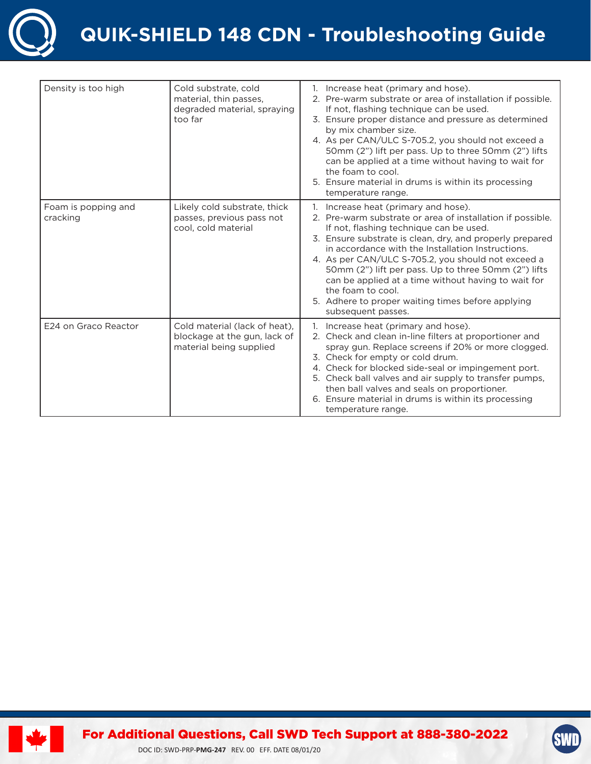# QUIK-SHIELD 148 CDN - Troubleshooting Guide

| | | |
|---|---|---|
| Density is too high | Cold substrate, cold material, thin passes, degraded material, spraying too far | 1. Increase heat (primary and hose).<br>2. Pre-warm substrate or area of installation if possible. If not, flashing technique can be used.<br>3. Ensure proper distance and pressure as determined by mix chamber size.<br>4. As per CAN/ULC S-705.2, you should not exceed a 50mm (2") lift per pass. Up to three 50mm (2") lifts can be applied at a time without having to wait for the foam to cool.<br>5. Ensure material in drums is within its processing temperature range. |
| Foam is popping and cracking | Likely cold substrate, thick passes, previous pass not cool, cold material | 1. Increase heat (primary and hose).<br>2. Pre-warm substrate or area of installation if possible. If not, flashing technique can be used.<br>3. Ensure substrate is clean, dry, and properly prepared in accordance with the Installation Instructions.<br>4. As per CAN/ULC S-705.2, you should not exceed a 50mm (2") lift per pass. Up to three 50mm (2") lifts can be applied at a time without having to wait for the foam to cool.<br>5. Adhere to proper waiting times before applying subsequent passes. |
| E24 on Graco Reactor | Cold material (lack of heat), blockage at the gun, lack of material being supplied | 1. Increase heat (primary and hose).<br>2. Check and clean in-line filters at proportioner and spray gun. Replace screens if 20% or more clogged.<br>3. Check for empty or cold drum.<br>4. Check for blocked side-seal or impingement port.<br>5. Check ball valves and air supply to transfer pumps, then ball valves and seals on proportioner.<br>6. Ensure material in drums is within its processing temperature range. |

**For Additional Questions, Call SWD Tech Support at 888-380-2022**

DOC ID: SWD-PRP-**PMG-247** REV. 00 EFF. DATE 08/01/20